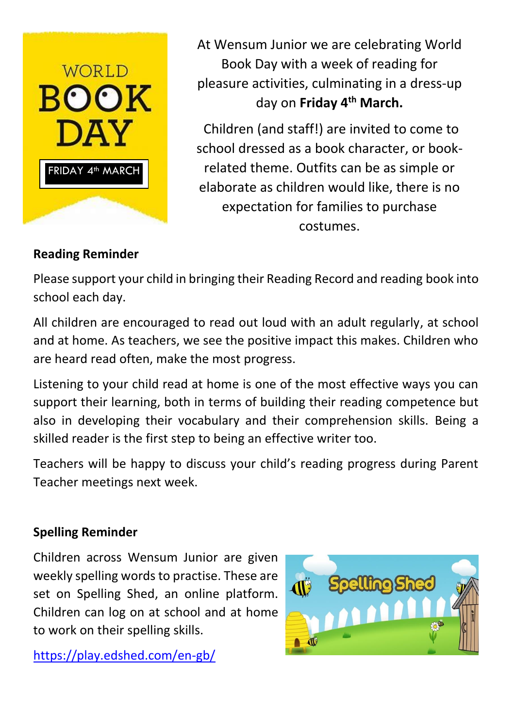WORLD BOOK DAY

FRIDAY 4th MARCH

At Wensum Junior we are celebrating World Book Day with a week of reading for pleasure activities, culminating in a dress-up day on **Friday 4th March.**

Children (and staff!) are invited to come to school dressed as a book character, or book-related theme. Outfits can be as simple or elaborate as children would like, there is no expectation for families to purchase costumes.

**Reading Reminder**

Please support your child in bringing their Reading Record and reading book into school each day.

All children are encouraged to read out loud with an adult regularly, at school and at home. As teachers, we see the positive impact this makes. Children who are heard read often, make the most progress.

Listening to your child read at home is one of the most effective ways you can support their learning, both in terms of building their reading competence but also in developing their vocabulary and their comprehension skills. Being a skilled reader is the first step to being an effective writer too.

Teachers will be happy to discuss your child's reading progress during Parent Teacher meetings next week.

**Spelling Reminder**

Children across Wensum Junior are given weekly spelling words to practise. These are set on Spelling Shed, an online platform. Children can log on at school and at home to work on their spelling skills.

https://play.edshed.com/en-gb/

Spelling Shed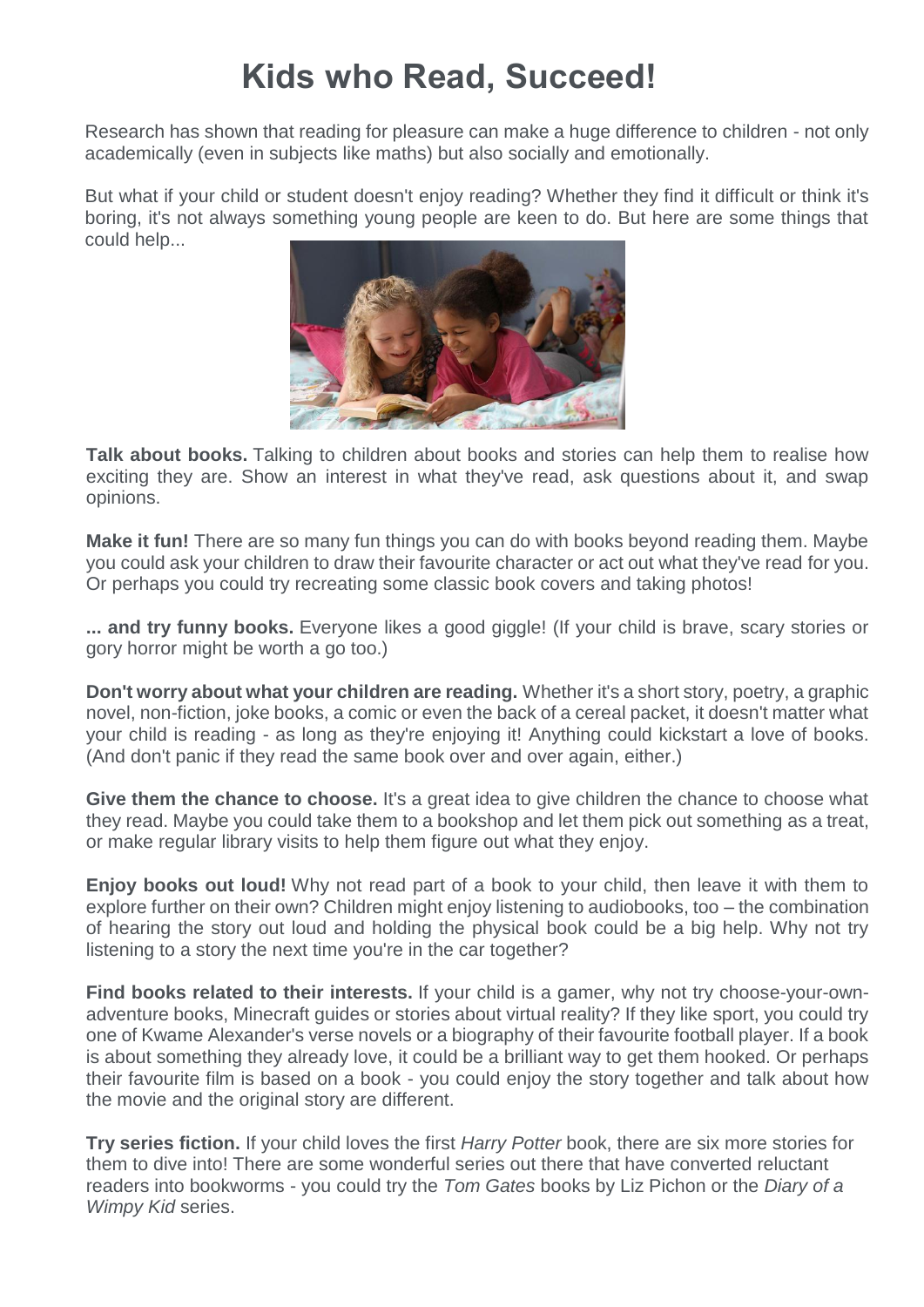# Kids who Read, Succeed!

Research has shown that reading for pleasure can make a huge difference to children - not only academically (even in subjects like maths) but also socially and emotionally.

But what if your child or student doesn't enjoy reading? Whether they find it difficult or think it's boring, it's not always something young people are keen to do. But here are some things that could help...

**Talk about books.** Talking to children about books and stories can help them to realise how exciting they are. Show an interest in what they've read, ask questions about it, and swap opinions.

**Make it fun!** There are so many fun things you can do with books beyond reading them. Maybe you could ask your children to draw their favourite character or act out what they've read for you. Or perhaps you could try recreating some classic book covers and taking photos!

**... and try funny books.** Everyone likes a good giggle! (If your child is brave, scary stories or gory horror might be worth a go too.)

**Don't worry about what your children are reading.** Whether it's a short story, poetry, a graphic novel, non-fiction, joke books, a comic or even the back of a cereal packet, it doesn't matter what your child is reading - as long as they're enjoying it! Anything could kickstart a love of books. (And don't panic if they read the same book over and over again, either.)

**Give them the chance to choose.** It's a great idea to give children the chance to choose what they read. Maybe you could take them to a bookshop and let them pick out something as a treat, or make regular library visits to help them figure out what they enjoy.

**Enjoy books out loud!** Why not read part of a book to your child, then leave it with them to explore further on their own? Children might enjoy listening to audiobooks, too – the combination of hearing the story out loud and holding the physical book could be a big help. Why not try listening to a story the next time you're in the car together?

**Find books related to their interests.** If your child is a gamer, why not try choose-your-own-adventure books, Minecraft guides or stories about virtual reality? If they like sport, you could try one of Kwame Alexander's verse novels or a biography of their favourite football player. If a book is about something they already love, it could be a brilliant way to get them hooked. Or perhaps their favourite film is based on a book - you could enjoy the story together and talk about how the movie and the original story are different.

**Try series fiction.** If your child loves the first *Harry Potter* book, there are six more stories for them to dive into! There are some wonderful series out there that have converted reluctant readers into bookworms - you could try the *Tom Gates* books by Liz Pichon or the *Diary of a Wimpy Kid* series.